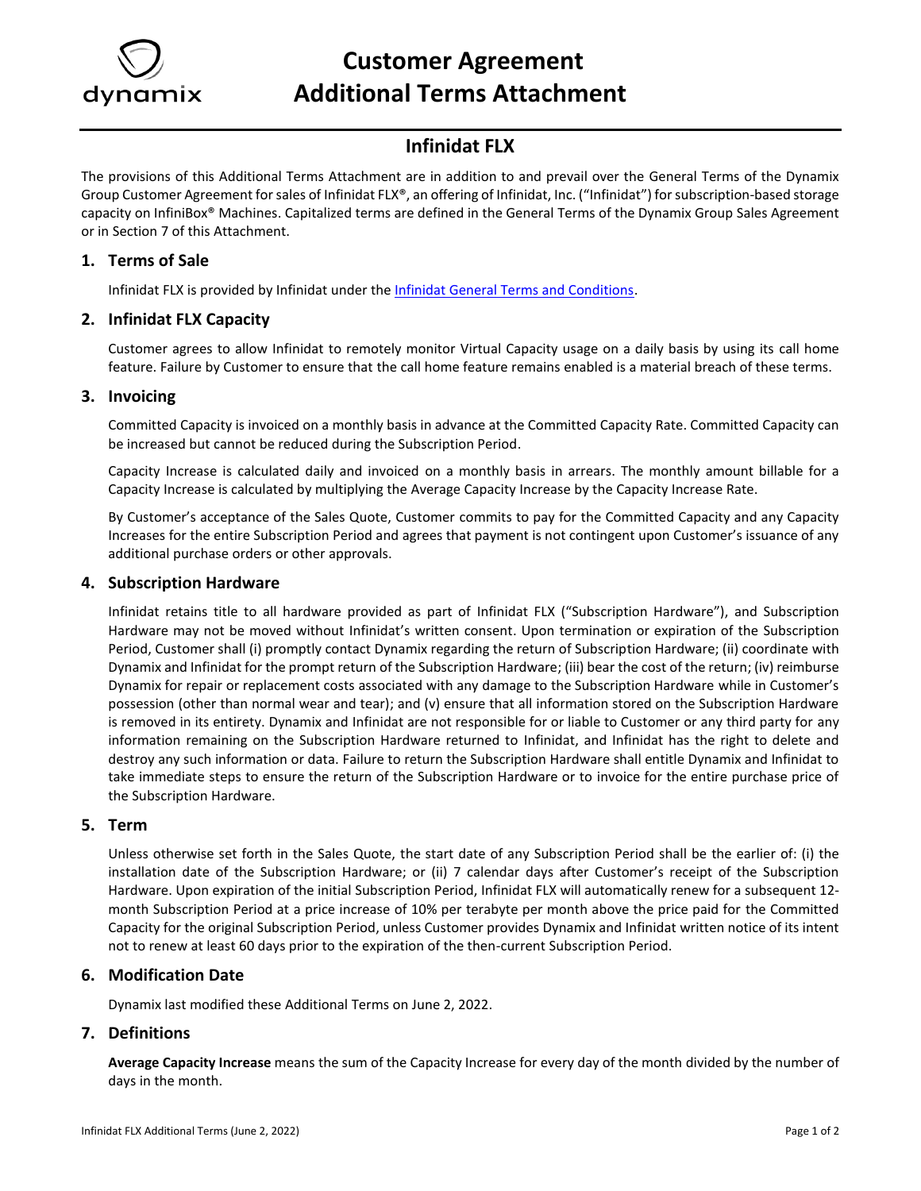# Customer Agreement Additional Terms Attachment

## Infinidat FLX

The provisions of this Additional Terms Attachment are in addition to and prevail over the General Terms of the Dynamix Group Customer Agreement for sales of Infinidat FLX®, an offering of Infinidat, Inc. ("Infinidat") for subscription-based storage capacity on InfiniBox® Machines. Capitalized terms are defined in the General Terms of the Dynamix Group Sales Agreement or in Section 7 of this Attachment.

### 1. Terms of Sale

Infinidat FLX is provided by Infinidat under the Infinidat General Terms and Conditions.

### 2. Infinidat FLX Capacity

Customer agrees to allow Infinidat to remotely monitor Virtual Capacity usage on a daily basis by using its call home feature. Failure by Customer to ensure that the call home feature remains enabled is a material breach of these terms.

### 3. Invoicing

Committed Capacity is invoiced on a monthly basis in advance at the Committed Capacity Rate. Committed Capacity can be increased but cannot be reduced during the Subscription Period.

Capacity Increase is calculated daily and invoiced on a monthly basis in arrears. The monthly amount billable for a Capacity Increase is calculated by multiplying the Average Capacity Increase by the Capacity Increase Rate.

By Customer's acceptance of the Sales Quote, Customer commits to pay for the Committed Capacity and any Capacity Increases for the entire Subscription Period and agrees that payment is not contingent upon Customer's issuance of any additional purchase orders or other approvals.

### 4. Subscription Hardware

Infinidat retains title to all hardware provided as part of Infinidat FLX ("Subscription Hardware"), and Subscription Hardware may not be moved without Infinidat's written consent. Upon termination or expiration of the Subscription Period, Customer shall (i) promptly contact Dynamix regarding the return of Subscription Hardware; (ii) coordinate with Dynamix and Infinidat for the prompt return of the Subscription Hardware; (iii) bear the cost of the return; (iv) reimburse Dynamix for repair or replacement costs associated with any damage to the Subscription Hardware while in Customer's possession (other than normal wear and tear); and (v) ensure that all information stored on the Subscription Hardware is removed in its entirety. Dynamix and Infinidat are not responsible for or liable to Customer or any third party for any information remaining on the Subscription Hardware returned to Infinidat, and Infinidat has the right to delete and destroy any such information or data. Failure to return the Subscription Hardware shall entitle Dynamix and Infinidat to take immediate steps to ensure the return of the Subscription Hardware or to invoice for the entire purchase price of the Subscription Hardware.

### 5. Term

Unless otherwise set forth in the Sales Quote, the start date of any Subscription Period shall be the earlier of: (i) the installation date of the Subscription Hardware; or (ii) 7 calendar days after Customer's receipt of the Subscription Hardware. Upon expiration of the initial Subscription Period, Infinidat FLX will automatically renew for a subsequent 12-month Subscription Period at a price increase of 10% per terabyte per month above the price paid for the Committed Capacity for the original Subscription Period, unless Customer provides Dynamix and Infinidat written notice of its intent not to renew at least 60 days prior to the expiration of the then-current Subscription Period.

### 6. Modification Date

Dynamix last modified these Additional Terms on June 2, 2022.

### 7. Definitions

**Average Capacity Increase** means the sum of the Capacity Increase for every day of the month divided by the number of days in the month.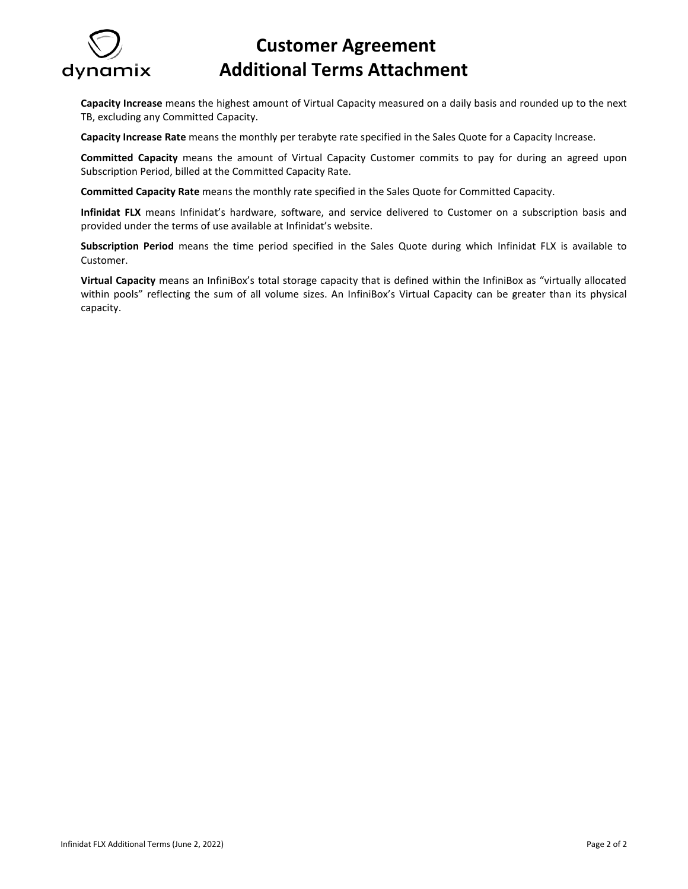**Capacity Increase** means the highest amount of Virtual Capacity measured on a daily basis and rounded up to the next TB, excluding any Committed Capacity.

**Capacity Increase Rate** means the monthly per terabyte rate specified in the Sales Quote for a Capacity Increase.

**Committed Capacity** means the amount of Virtual Capacity Customer commits to pay for during an agreed upon Subscription Period, billed at the Committed Capacity Rate.

**Committed Capacity Rate** means the monthly rate specified in the Sales Quote for Committed Capacity.

**Infinidat FLX** means Infinidat's hardware, software, and service delivered to Customer on a subscription basis and provided under the terms of use available at Infinidat's website.

**Subscription Period** means the time period specified in the Sales Quote during which Infinidat FLX is available to Customer.

**Virtual Capacity** means an InfiniBox's total storage capacity that is defined within the InfiniBox as "virtually allocated within pools" reflecting the sum of all volume sizes. An InfiniBox's Virtual Capacity can be greater than its physical capacity.